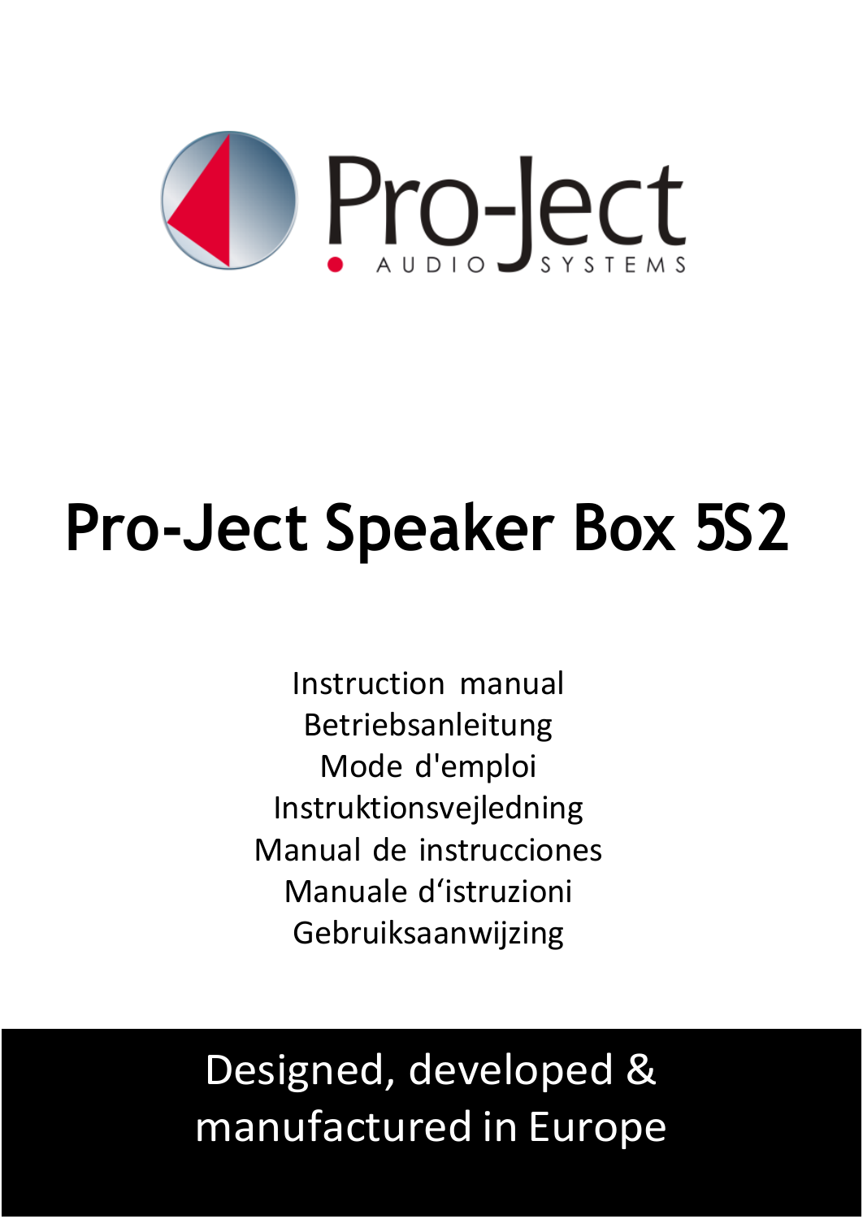# Pro-Ject Speaker Box 5S2

Instruction manual
Betriebsanleitung
Mode d'emploi
Instruktionsvejledning
Manual de instrucciones
Manuale d'istruzioni
Gebruiksaanwijzing

Designed, developed & manufactured in Europe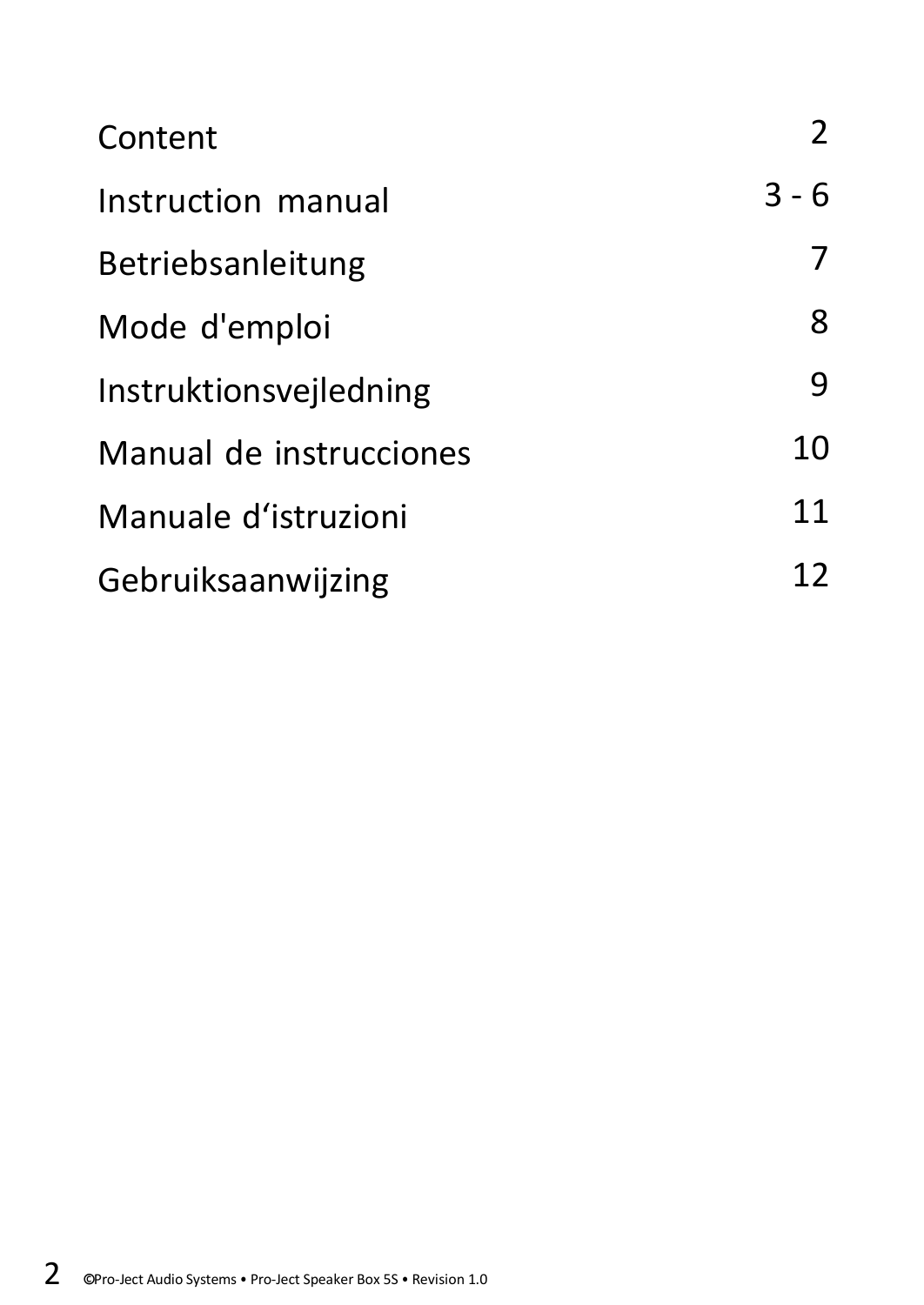| Content | 2 |
| --- | --- |
| Instruction manual | 3 - 6 |
| Betriebsanleitung | 7 |
| Mode d'emploi | 8 |
| Instruktionsvejledning | 9 |
| Manual de instrucciones | 10 |
| Manuale d'istruzioni | 11 |
| Gebruiksaanwijzing | 12 |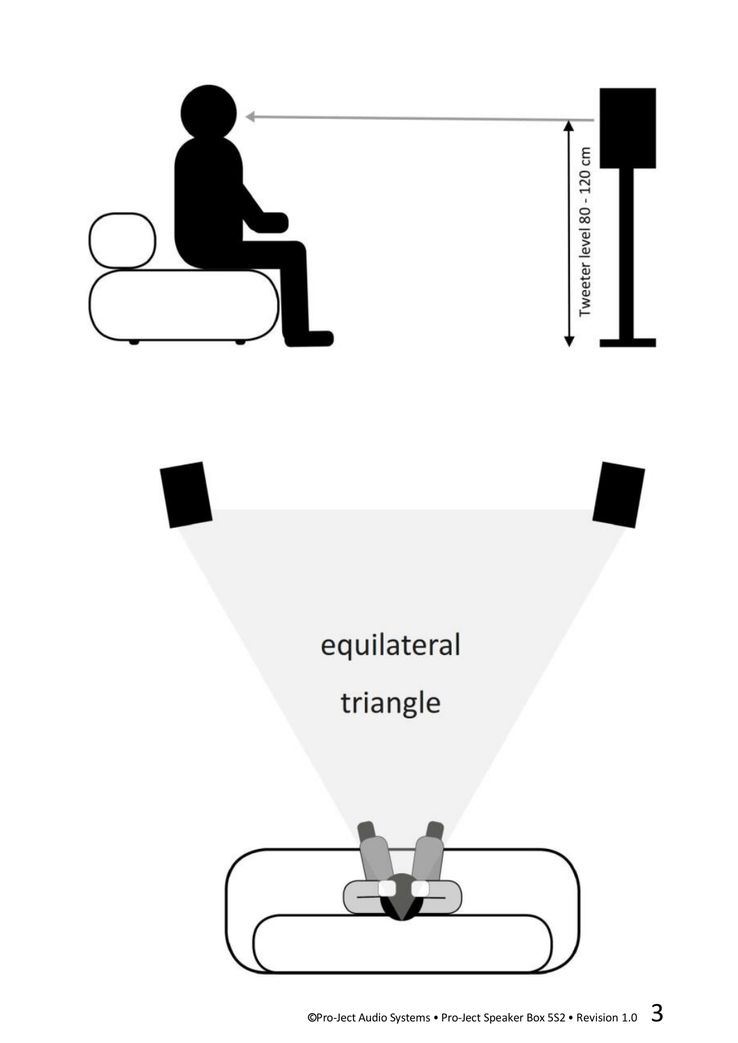Tweeter level 80 - 120 cm

equilateral

triangle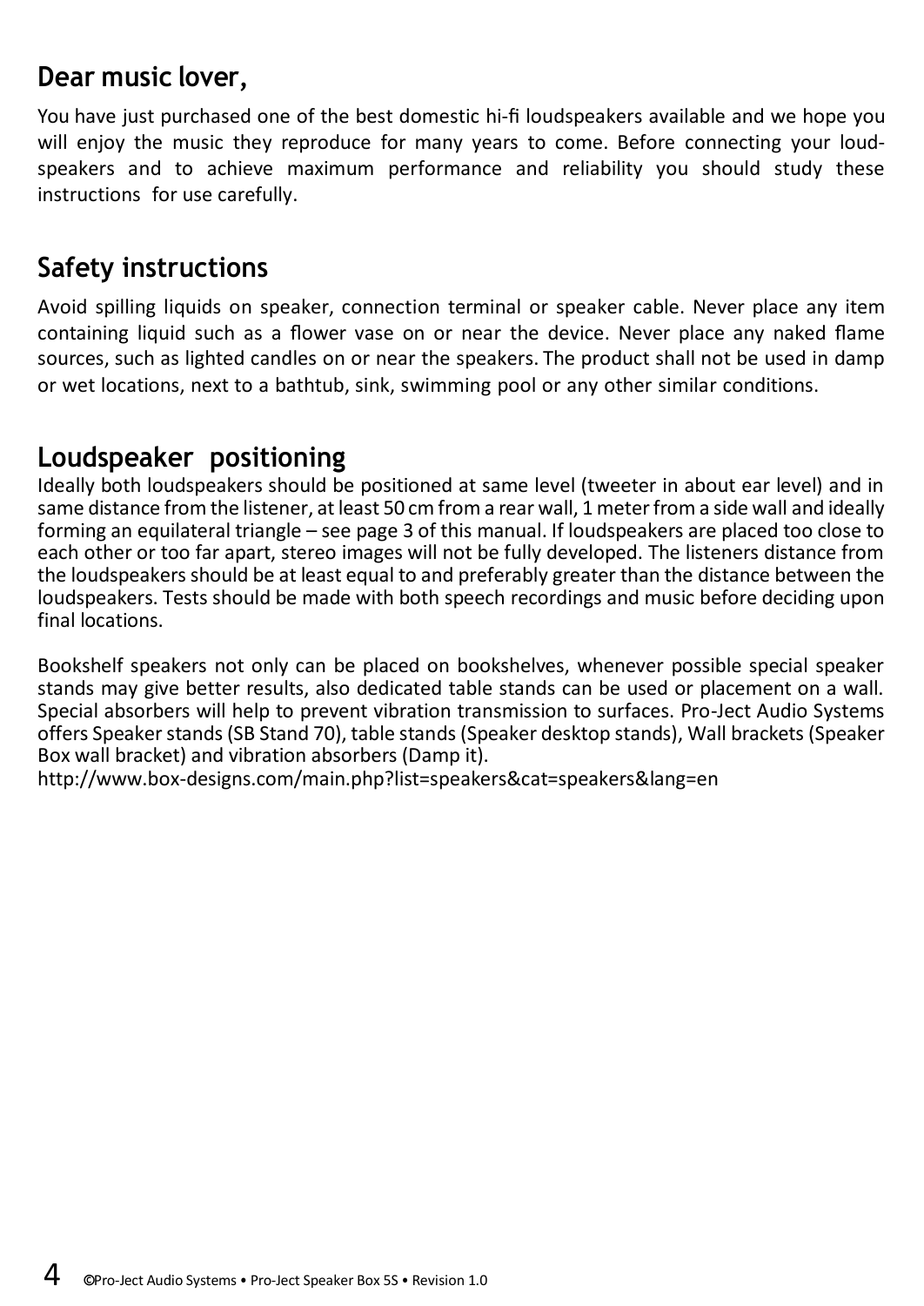## Dear music lover,

You have just purchased one of the best domestic hi-fi loudspeakers available and we hope you will enjoy the music they reproduce for many years to come. Before connecting your loudspeakers and to achieve maximum performance and reliability you should study these instructions for use carefully.

## Safety instructions

Avoid spilling liquids on speaker, connection terminal or speaker cable. Never place any item containing liquid such as a flower vase on or near the device. Never place any naked flame sources, such as lighted candles on or near the speakers. The product shall not be used in damp or wet locations, next to a bathtub, sink, swimming pool or any other similar conditions.

## Loudspeaker positioning

Ideally both loudspeakers should be positioned at same level (tweeter in about ear level) and in same distance from the listener, at least 50 cm from a rear wall, 1 meter from a side wall and ideally forming an equilateral triangle – see page 3 of this manual. If loudspeakers are placed too close to each other or too far apart, stereo images will not be fully developed. The listeners distance from the loudspeakers should be at least equal to and preferably greater than the distance between the loudspeakers. Tests should be made with both speech recordings and music before deciding upon final locations.

Bookshelf speakers not only can be placed on bookshelves, whenever possible special speaker stands may give better results, also dedicated table stands can be used or placement on a wall. Special absorbers will help to prevent vibration transmission to surfaces. Pro-Ject Audio Systems offers Speaker stands (SB Stand 70), table stands (Speaker desktop stands), Wall brackets (Speaker Box wall bracket) and vibration absorbers (Damp it).
http://www.box-designs.com/main.php?list=speakers&cat=speakers&lang=en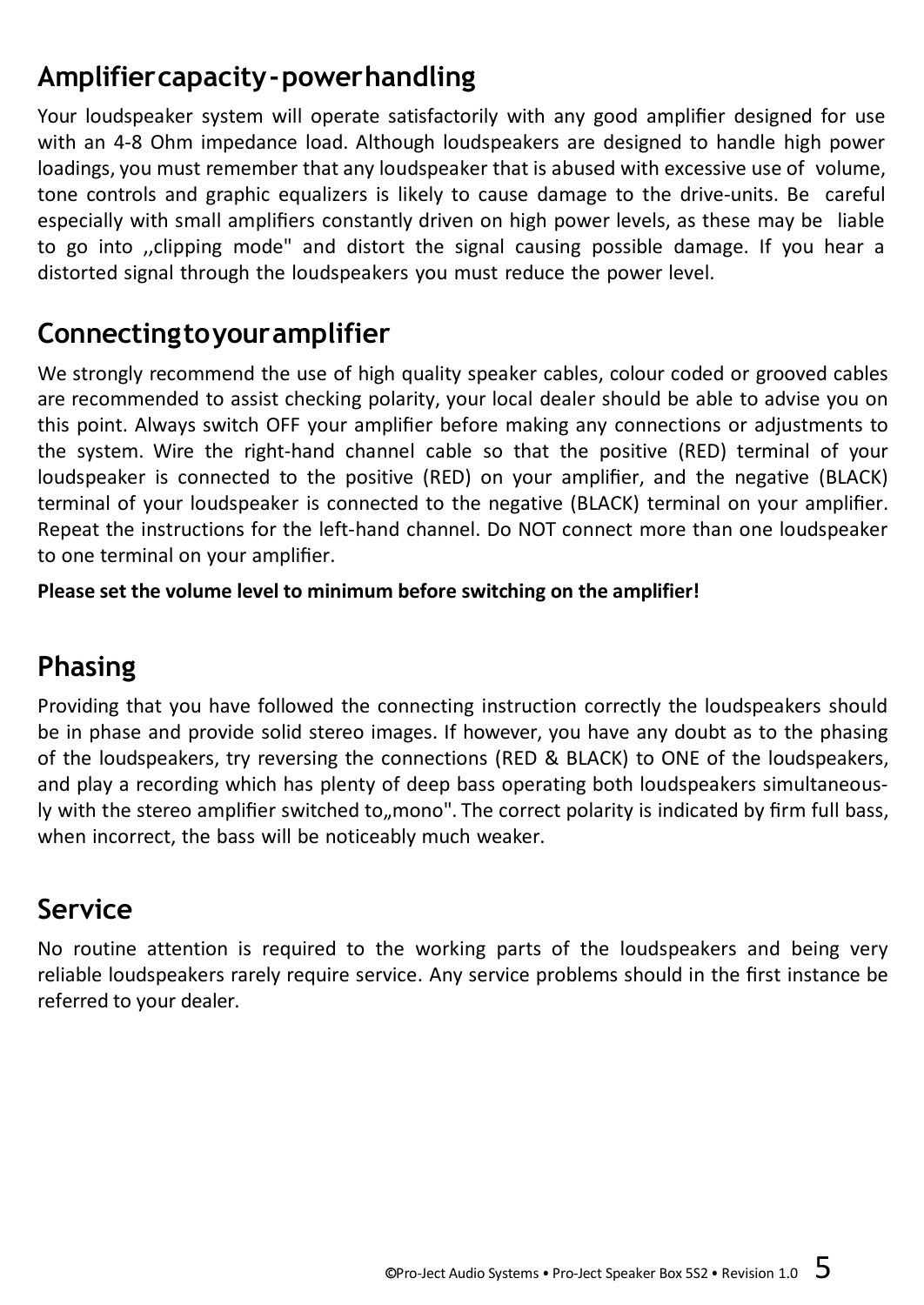## Amplifier capacity - power handling

Your loudspeaker system will operate satisfactorily with any good amplifier designed for use with an 4-8 Ohm impedance load. Although loudspeakers are designed to handle high power loadings, you must remember that any loudspeaker that is abused with excessive use of volume, tone controls and graphic equalizers is likely to cause damage to the drive-units. Be careful especially with small amplifiers constantly driven on high power levels, as these may be liable to go into ,,clipping mode" and distort the signal causing possible damage. If you hear a distorted signal through the loudspeakers you must reduce the power level.

## Connecting to your amplifier

We strongly recommend the use of high quality speaker cables, colour coded or grooved cables are recommended to assist checking polarity, your local dealer should be able to advise you on this point. Always switch OFF your amplifier before making any connections or adjustments to the system. Wire the right-hand channel cable so that the positive (RED) terminal of your loudspeaker is connected to the positive (RED) on your amplifier, and the negative (BLACK) terminal of your loudspeaker is connected to the negative (BLACK) terminal on your amplifier. Repeat the instructions for the left-hand channel. Do NOT connect more than one loudspeaker to one terminal on your amplifier.

**Please set the volume level to minimum before switching on the amplifier!**

## Phasing

Providing that you have followed the connecting instruction correctly the loudspeakers should be in phase and provide solid stereo images. If however, you have any doubt as to the phasing of the loudspeakers, try reversing the connections (RED & BLACK) to ONE of the loudspeakers, and play a recording which has plenty of deep bass operating both loudspeakers simultaneously with the stereo amplifier switched to„mono". The correct polarity is indicated by firm full bass, when incorrect, the bass will be noticeably much weaker.

## Service

No routine attention is required to the working parts of the loudspeakers and being very reliable loudspeakers rarely require service. Any service problems should in the first instance be referred to your dealer.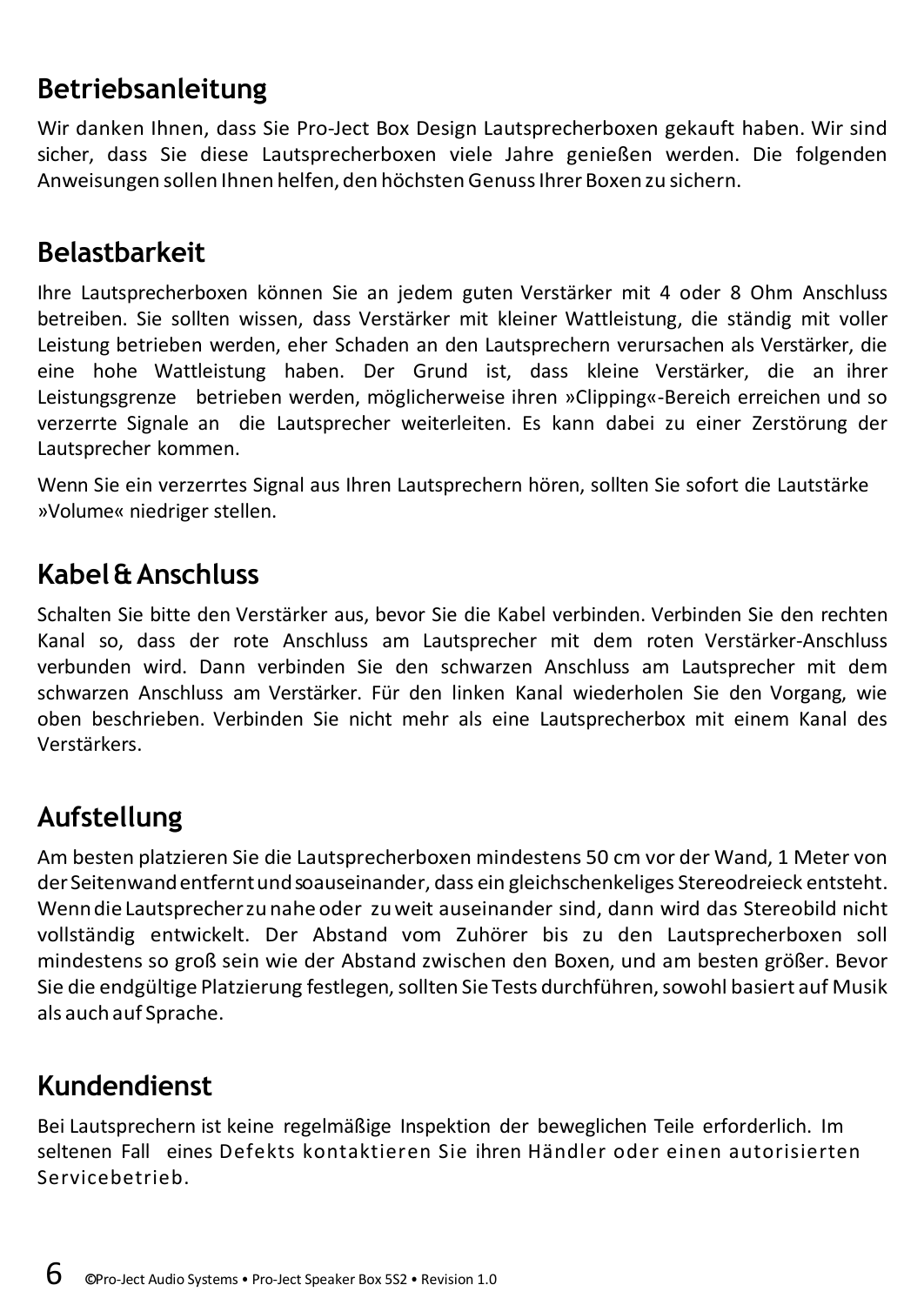## Betriebsanleitung

Wir danken Ihnen, dass Sie Pro-Ject Box Design Lautsprecherboxen gekauft haben. Wir sind sicher, dass Sie diese Lautsprecherboxen viele Jahre genießen werden. Die folgenden Anweisungen sollen Ihnen helfen, den höchsten Genuss Ihrer Boxen zu sichern.

## Belastbarkeit

Ihre Lautsprecherboxen können Sie an jedem guten Verstärker mit 4 oder 8 Ohm Anschluss betreiben. Sie sollten wissen, dass Verstärker mit kleiner Wattleistung, die ständig mit voller Leistung betrieben werden, eher Schaden an den Lautsprechern verursachen als Verstärker, die eine hohe Wattleistung haben. Der Grund ist, dass kleine Verstärker, die an ihrer Leistungsgrenze betrieben werden, möglicherweise ihren »Clipping«-Bereich erreichen und so verzerrte Signale an die Lautsprecher weiterleiten. Es kann dabei zu einer Zerstörung der Lautsprecher kommen.

Wenn Sie ein verzerrtes Signal aus Ihren Lautsprechern hören, sollten Sie sofort die Lautstärke »Volume« niedriger stellen.

## Kabel & Anschluss

Schalten Sie bitte den Verstärker aus, bevor Sie die Kabel verbinden. Verbinden Sie den rechten Kanal so, dass der rote Anschluss am Lautsprecher mit dem roten Verstärker-Anschluss verbunden wird. Dann verbinden Sie den schwarzen Anschluss am Lautsprecher mit dem schwarzen Anschluss am Verstärker. Für den linken Kanal wiederholen Sie den Vorgang, wie oben beschrieben. Verbinden Sie nicht mehr als eine Lautsprecherbox mit einem Kanal des Verstärkers.

## Aufstellung

Am besten platzieren Sie die Lautsprecherboxen mindestens 50 cm vor der Wand, 1 Meter von der Seitenwand entfernt und so auseinander, dass ein gleichschenkeliges Stereodreieck entsteht. Wenn die Lautsprecher zu nahe oder zu weit auseinander sind, dann wird das Stereobild nicht vollständig entwickelt. Der Abstand vom Zuhörer bis zu den Lautsprecherboxen soll mindestens so groß sein wie der Abstand zwischen den Boxen, und am besten größer. Bevor Sie die endgültige Platzierung festlegen, sollten Sie Tests durchführen, sowohl basiert auf Musik als auch auf Sprache.

## Kundendienst

Bei Lautsprechern ist keine regelmäßige Inspektion der beweglichen Teile erforderlich. Im seltenen Fall eines Defekts kontaktieren Sie ihren Händler oder einen autorisierten Servicebetrieb.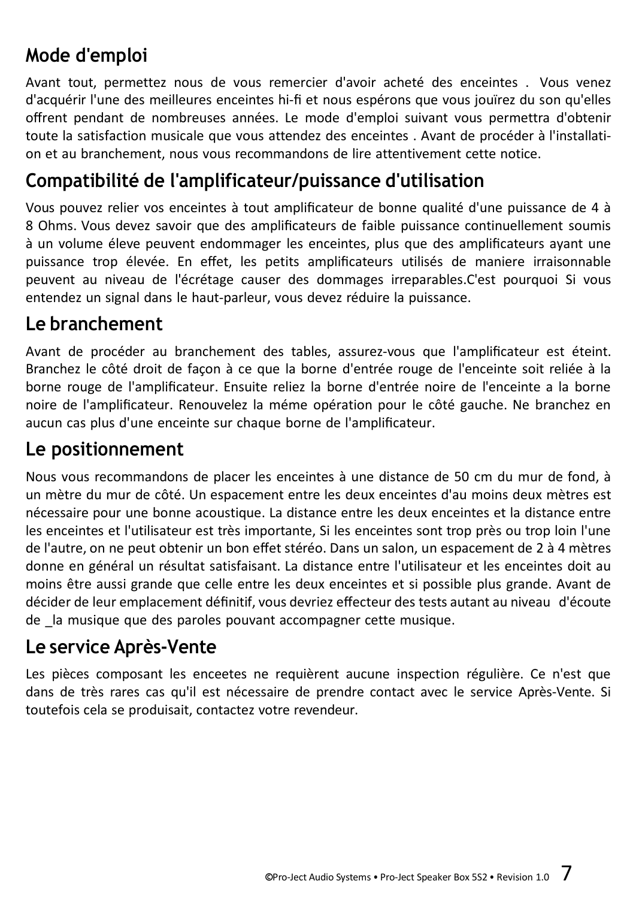## Mode d'emploi

Avant tout, permettez nous de vous remercier d'avoir acheté des enceintes . Vous venez d'acquérir l'une des meilleures enceintes hi-fi et nous espérons que vous jouïrez du son qu'elles offrent pendant de nombreuses années. Le mode d'emploi suivant vous permettra d'obtenir toute la satisfaction musicale que vous attendez des enceintes . Avant de procéder à l'installation et au branchement, nous vous recommandons de lire attentivement cette notice.

## Compatibilité de l'amplificateur/puissance d'utilisation

Vous pouvez relier vos enceintes à tout amplificateur de bonne qualité d'une puissance de 4 à 8 Ohms. Vous devez savoir que des amplificateurs de faible puissance continuellement soumis à un volume éleve peuvent endommager les enceintes, plus que des amplificateurs ayant une puissance trop élevée. En effet, les petits amplificateurs utilisés de maniere irraisonnable peuvent au niveau de l'écrétage causer des dommages irreparables.C'est pourquoi Si vous entendez un signal dans le haut-parleur, vous devez réduire la puissance.

## Le branchement

Avant de procéder au branchement des tables, assurez-vous que l'amplificateur est éteint. Branchez le côté droit de façon à ce que la borne d'entrée rouge de l'enceinte soit reliée à la borne rouge de l'amplificateur. Ensuite reliez la borne d'entrée noire de l'enceinte a la borne noire de l'amplificateur. Renouvelez la méme opération pour le côté gauche. Ne branchez en aucun cas plus d'une enceinte sur chaque borne de l'amplificateur.

## Le positionnement

Nous vous recommandons de placer les enceintes à une distance de 50 cm du mur de fond, à un mètre du mur de côté. Un espacement entre les deux enceintes d'au moins deux mètres est nécessaire pour une bonne acoustique. La distance entre les deux enceintes et la distance entre les enceintes et l'utilisateur est très importante, Si les enceintes sont trop près ou trop loin l'une de l'autre, on ne peut obtenir un bon effet stéréo. Dans un salon, un espacement de 2 à 4 mètres donne en général un résultat satisfaisant. La distance entre l'utilisateur et les enceintes doit au moins être aussi grande que celle entre les deux enceintes et si possible plus grande. Avant de décider de leur emplacement définitif, vous devriez effecteur des tests autant au niveau d'écoute de _la musique que des paroles pouvant accompagner cette musique.

## Le service Après-Vente

Les pièces composant les enceetes ne requièrent aucune inspection régulière. Ce n'est que dans de très rares cas qu'il est nécessaire de prendre contact avec le service Après-Vente. Si toutefois cela se produisait, contactez votre revendeur.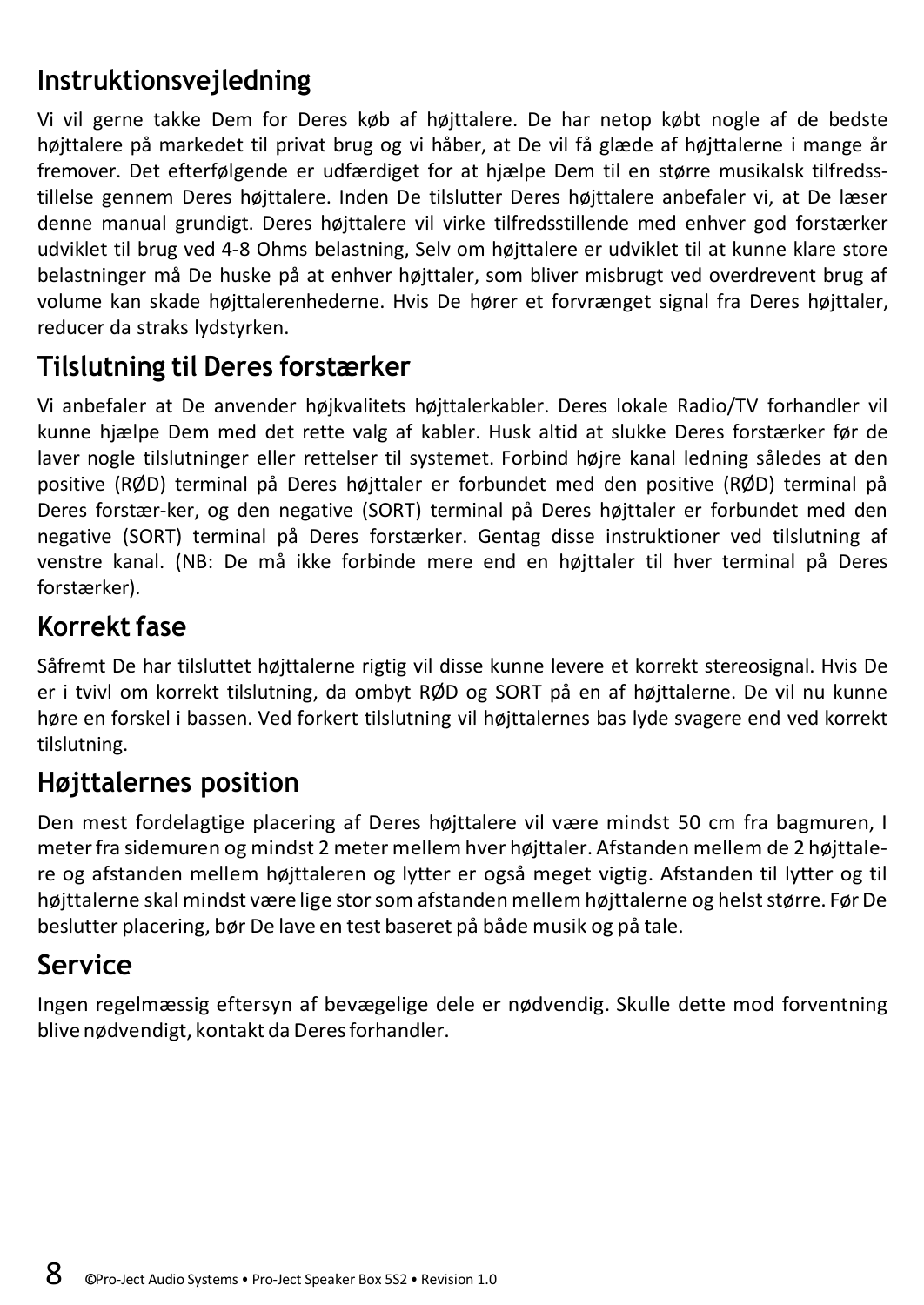## Instruktionsvejledning

Vi vil gerne takke Dem for Deres køb af højttalere. De har netop købt nogle af de bedste højttalere på markedet til privat brug og vi håber, at De vil få glæde af højttalerne i mange år fremover. Det efterfølgende er udfærdiget for at hjælpe Dem til en større musikalsk tilfredsstillelse gennem Deres højttalere. Inden De tilslutter Deres højttalere anbefaler vi, at De læser denne manual grundigt. Deres højttalere vil virke tilfredsstillende med enhver god forstærker udviklet til brug ved 4-8 Ohms belastning, Selv om højttalere er udviklet til at kunne klare store belastninger må De huske på at enhver højttaler, som bliver misbrugt ved overdrevent brug af volume kan skade højttalerenhederne. Hvis De hører et forvrænget signal fra Deres højttaler, reducer da straks lydstyrken.

## Tilslutning til Deres forstærker

Vi anbefaler at De anvender højkvalitets højttalerkabler. Deres lokale Radio/TV forhandler vil kunne hjælpe Dem med det rette valg af kabler. Husk altid at slukke Deres forstærker før de laver nogle tilslutninger eller rettelser til systemet. Forbind højre kanal ledning således at den positive (RØD) terminal på Deres højttaler er forbundet med den positive (RØD) terminal på Deres forstær-ker, og den negative (SORT) terminal på Deres højttaler er forbundet med den negative (SORT) terminal på Deres forstærker. Gentag disse instruktioner ved tilslutning af venstre kanal. (NB: De må ikke forbinde mere end en højttaler til hver terminal på Deres forstærker).

## Korrekt fase

Såfremt De har tilsluttet højttalerne rigtig vil disse kunne levere et korrekt stereosignal. Hvis De er i tvivl om korrekt tilslutning, da ombyt RØD og SORT på en af højttalerne. De vil nu kunne høre en forskel i bassen. Ved forkert tilslutning vil højttalernes bas lyde svagere end ved korrekt tilslutning.

## Højttalernes position

Den mest fordelagtige placering af Deres højttalere vil være mindst 50 cm fra bagmuren, I meter fra sidemuren og mindst 2 meter mellem hver højttaler. Afstanden mellem de 2 højttalere og afstanden mellem højttaleren og lytter er også meget vigtig. Afstanden til lytter og til højttalerne skal mindst være lige stor som afstanden mellem højttalerne og helst større. Før De beslutter placering, bør De lave en test baseret på både musik og på tale.

## Service

Ingen regelmæssig eftersyn af bevægelige dele er nødvendig. Skulle dette mod forventning blive nødvendigt, kontakt da Deres forhandler.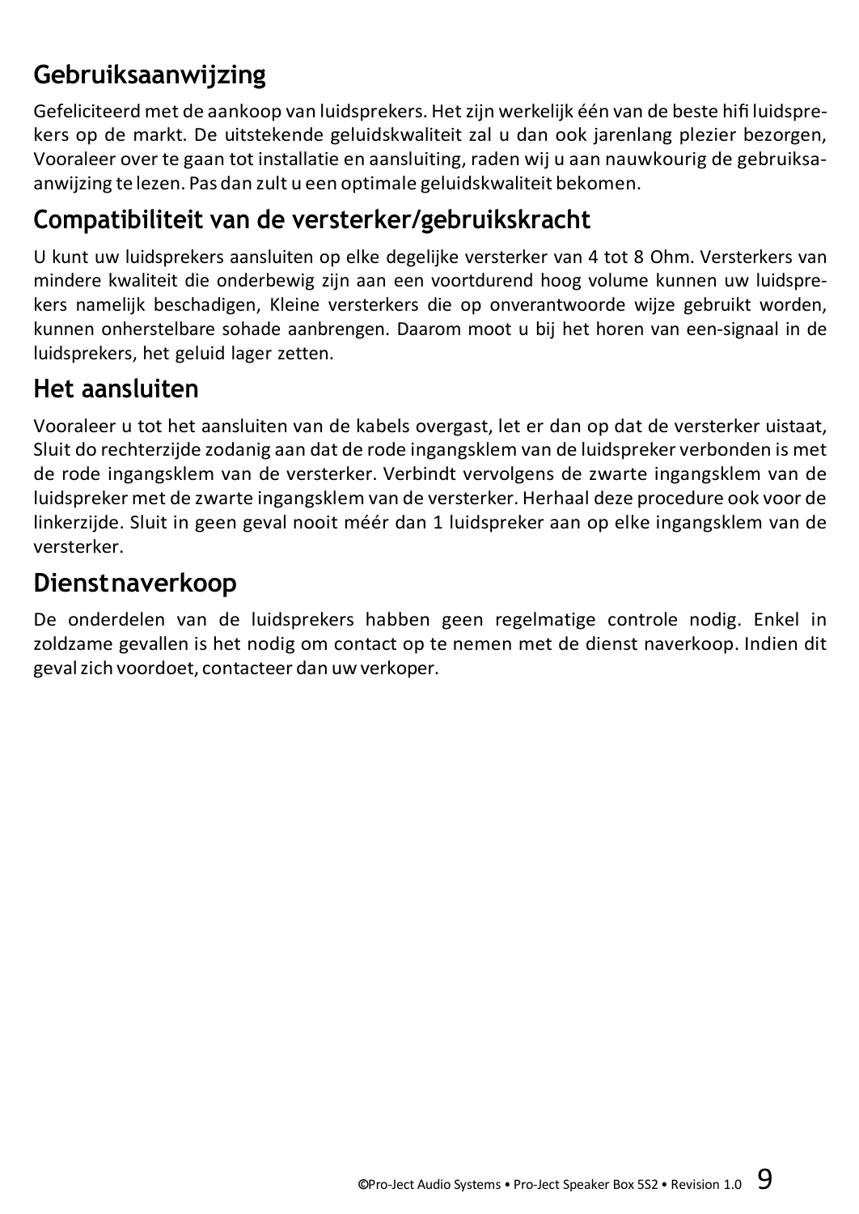## Gebruiksaanwijzing

Gefeliciteerd met de aankoop van luidsprekers. Het zijn werkelijk één van de beste hifi luidsprekers op de markt. De uitstekende geluidskwaliteit zal u dan ook jarenlang plezier bezorgen, Vooraleer over te gaan tot installatie en aansluiting, raden wij u aan nauwkourig de gebruiksaanwijzing te lezen. Pas dan zult u een optimale geluidskwaliteit bekomen.

## Compatibiliteit van de versterker/gebruikskracht

U kunt uw luidsprekers aansluiten op elke degelijke versterker van 4 tot 8 Ohm. Versterkers van mindere kwaliteit die onderbewig zijn aan een voortdurend hoog volume kunnen uw luidsprekers namelijk beschadigen, Kleine versterkers die op onverantwoorde wijze gebruikt worden, kunnen onherstelbare sohade aanbrengen. Daarom moot u bij het horen van een-signaal in de luidsprekers, het geluid lager zetten.

## Het aansluiten

Vooraleer u tot het aansluiten van de kabels overgast, let er dan op dat de versterker uistaat, Sluit do rechterzijde zodanig aan dat de rode ingangsklem van de luidspreker verbonden is met de rode ingangsklem van de versterker. Verbindt vervolgens de zwarte ingangsklem van de luidspreker met de zwarte ingangsklem van de versterker. Herhaal deze procedure ook voor de linkerzijde. Sluit in geen geval nooit méér dan 1 luidspreker aan op elke ingangsklem van de versterker.

## Dienstnaverkoop

De onderdelen van de luidsprekers habben geen regelmatige controle nodig. Enkel in zoldzame gevallen is het nodig om contact op te nemen met de dienst naverkoop. Indien dit geval zich voordoet, contacteer dan uw verkoper.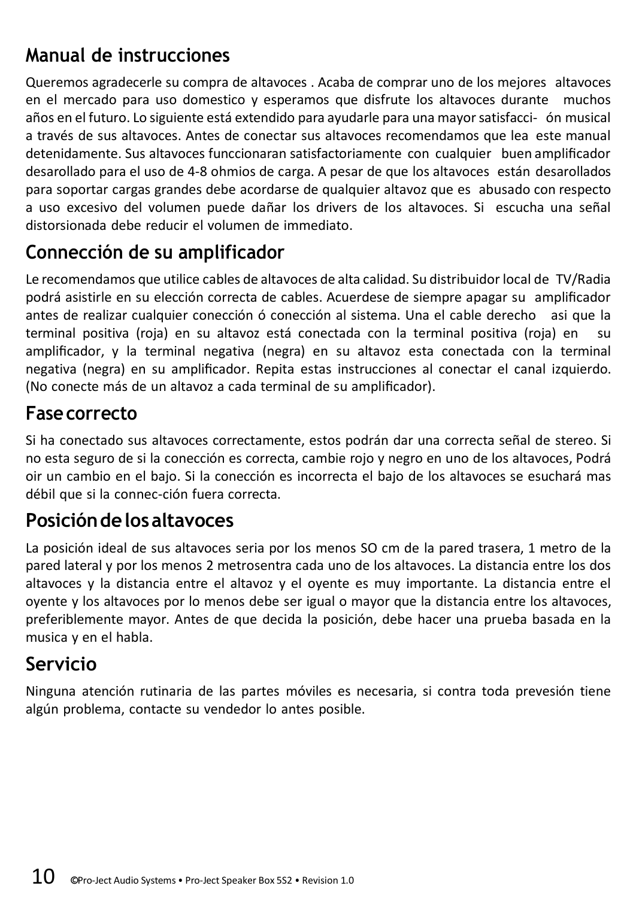## Manual de instrucciones

Queremos agradecerle su compra de altavoces . Acaba de comprar uno de los mejores altavoces en el mercado para uso domestico y esperamos que disfrute los altavoces durante muchos años en el futuro. Lo siguiente está extendido para ayudarle para una mayor satisfacci- ón musical a través de sus altavoces. Antes de conectar sus altavoces recomendamos que lea este manual detenidamente. Sus altavoces funccionaran satisfactoriamente con cualquier buen amplificador desarollado para el uso de 4-8 ohmios de carga. A pesar de que los altavoces están desarollados para soportar cargas grandes debe acordarse de qualquier altavoz que es abusado con respecto a uso excesivo del volumen puede dañar los drivers de los altavoces. Si escucha una señal distorsionada debe reducir el volumen de immediato.

## Connección de su amplificador

Le recomendamos que utilice cables de altavoces de alta calidad. Su distribuidor local de TV/Radia podrá asistirle en su elección correcta de cables. Acuerdese de siempre apagar su amplificador antes de realizar cualquier conección ó conección al sistema. Una el cable derecho asi que la terminal positiva (roja) en su altavoz está conectada con la terminal positiva (roja) en su amplificador, y la terminal negativa (negra) en su altavoz esta conectada con la terminal negativa (negra) en su amplificador. Repita estas instrucciones al conectar el canal izquierdo. (No conecte más de un altavoz a cada terminal de su amplificador).

## Fase correcto

Si ha conectado sus altavoces correctamente, estos podrán dar una correcta señal de stereo. Si no esta seguro de si la conección es correcta, cambie rojo y negro en uno de los altavoces, Podrá oir un cambio en el bajo. Si la conección es incorrecta el bajo de los altavoces se esuchará mas débil que si la connec-ción fuera correcta.

## Posición de los altavoces

La posición ideal de sus altavoces seria por los menos SO cm de la pared trasera, 1 metro de la pared lateral y por los menos 2 metrosentra cada uno de los altavoces. La distancia entre los dos altavoces y la distancia entre el altavoz y el oyente es muy importante. La distancia entre el oyente y los altavoces por lo menos debe ser igual o mayor que la distancia entre los altavoces, preferiblemente mayor. Antes de que decida la posición, debe hacer una prueba basada en la musica y en el habla.

## Servicio

Ninguna atención rutinaria de las partes móviles es necesaria, si contra toda prevesión tiene algún problema, contacte su vendedor lo antes posible.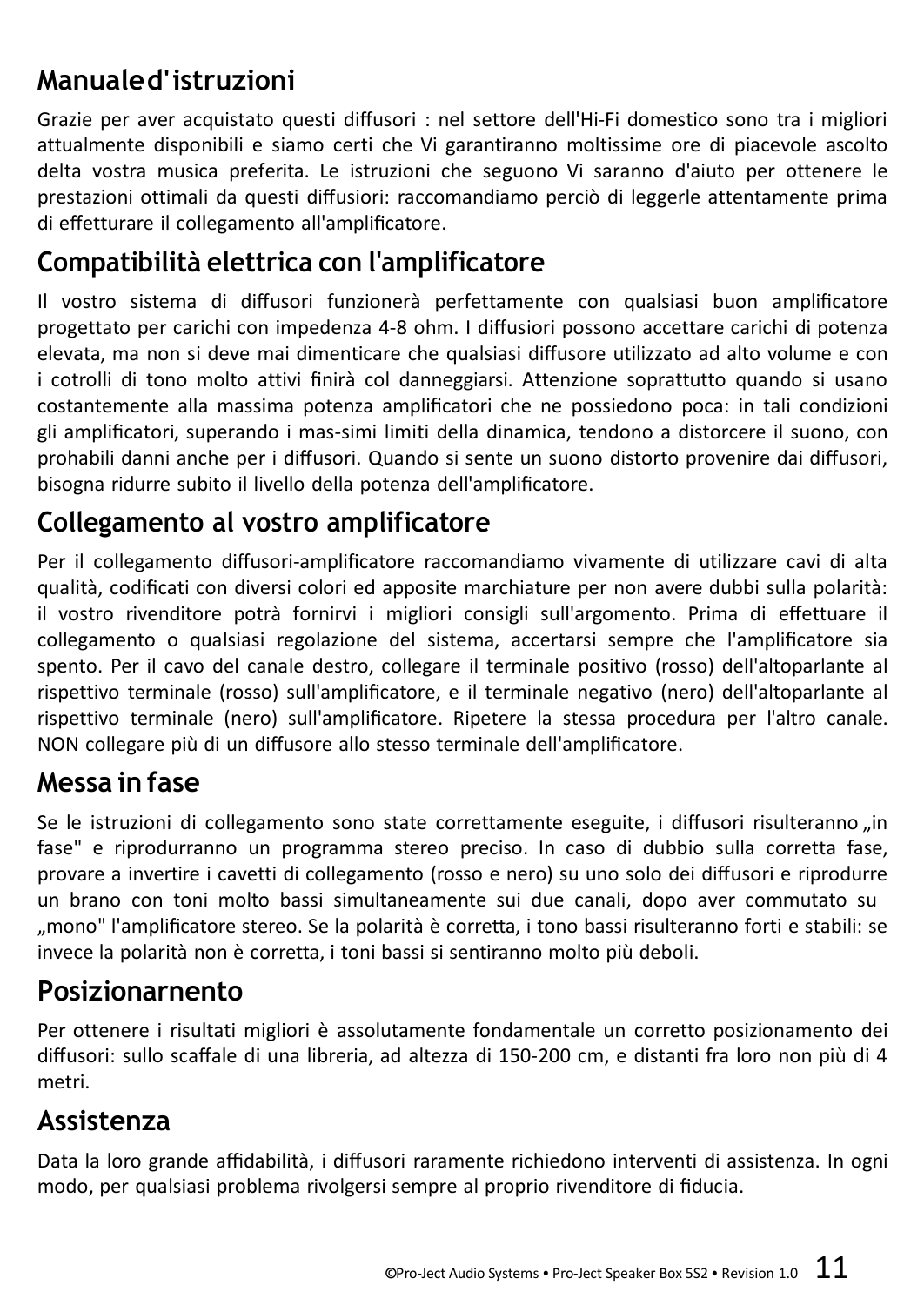# Manuale d'istruzioni

Grazie per aver acquistato questi diffusori : nel settore dell'Hi-Fi domestico sono tra i migliori attualmente disponibili e siamo certi che Vi garantiranno moltissime ore di piacevole ascolto delta vostra musica preferita. Le istruzioni che seguono Vi saranno d'aiuto per ottenere le prestazioni ottimali da questi diffusori: raccomandiamo perciò di leggerle attentamente prima di effetturare il collegamento all'amplificatore.

## Compatibilità elettrica con l'amplificatore

Il vostro sistema di diffusori funzionerà perfettamente con qualsiasi buon amplificatore progettato per carichi con impedenza 4-8 ohm. I diffusiori possono accettare carichi di potenza elevata, ma non si deve mai dimenticare che qualsiasi diffusore utilizzato ad alto volume e con i cotrolli di tono molto attivi finirà col danneggiarsi. Attenzione soprattutto quando si usano costantemente alla massima potenza amplificatori che ne possiedono poca: in tali condizioni gli amplificatori, superando i mas-simi limiti della dinamica, tendono a distorcere il suono, con prohabili danni anche per i diffusori. Quando si sente un suono distorto provenire dai diffusori, bisogna ridurre subito il livello della potenza dell'amplificatore.

## Collegamento al vostro amplificatore

Per il collegamento diffusori-amplificatore raccomandiamo vivamente di utilizzare cavi di alta qualità, codificati con diversi colori ed apposite marchiature per non avere dubbi sulla polarità: il vostro rivenditore potrà fornirvi i migliori consigli sull'argomento. Prima di effettuare il collegamento o qualsiasi regolazione del sistema, accertarsi sempre che l'amplificatore sia spento. Per il cavo del canale destro, collegare il terminale positivo (rosso) dell'altoparlante al rispettivo terminale (rosso) sull'amplificatore, e il terminale negativo (nero) dell'altoparlante al rispettivo terminale (nero) sull'amplificatore. Ripetere la stessa procedura per l'altro canale. NON collegare più di un diffusore allo stesso terminale dell'amplificatore.

## Messa in fase

Se le istruzioni di collegamento sono state correttamente eseguite, i diffusori risulteranno „in fase" e riprodurranno un programma stereo preciso. In caso di dubbio sulla corretta fase, provare a invertire i cavetti di collegamento (rosso e nero) su uno solo dei diffusori e riprodurre un brano con toni molto bassi simultaneamente sui due canali, dopo aver commutato su „mono" l'amplificatore stereo. Se la polarità è corretta, i tono bassi risulteranno forti e stabili: se invece la polarità non è corretta, i toni bassi si sentiranno molto più deboli.

## Posizionarnento

Per ottenere i risultati migliori è assolutamente fondamentale un corretto posizionamento dei diffusori: sullo scaffale di una libreria, ad altezza di 150-200 cm, e distanti fra loro non più di 4 metri.

## Assistenza

Data la loro grande affidabilità, i diffusori raramente richiedono interventi di assistenza. In ogni modo, per qualsiasi problema rivolgersi sempre al proprio rivenditore di fiducia.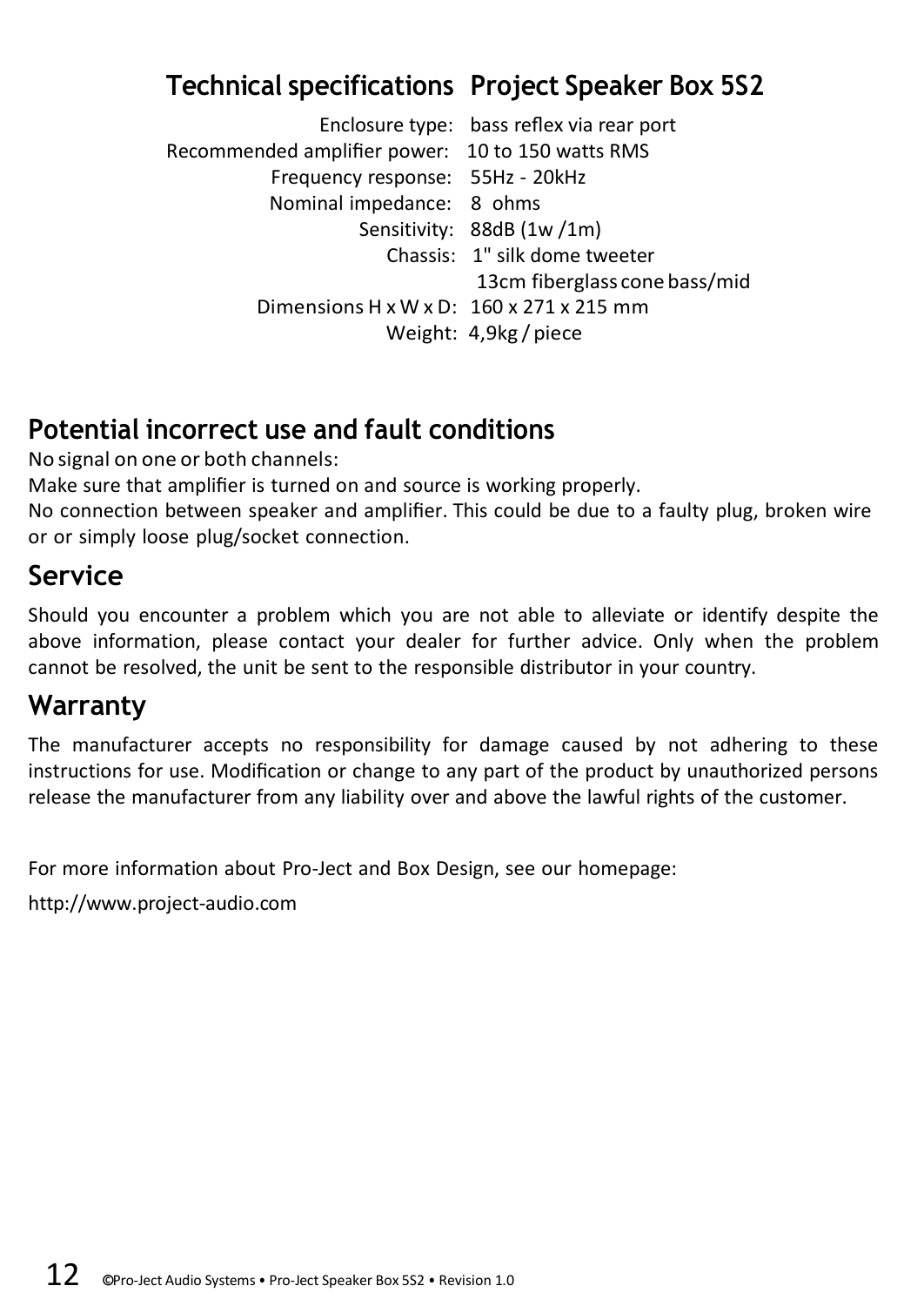## Technical specifications Project Speaker Box 5S2

| | |
|---|---|
| Enclosure type: | bass reflex via rear port |
| Recommended amplifier power: | 10 to 150 watts RMS |
| Frequency response: | 55Hz - 20kHz |
| Nominal impedance: | 8 ohms |
| Sensitivity: | 88dB (1w /1m) |
| Chassis: | 1" silk dome tweeter |
| | 13cm fiberglass cone bass/mid |
| Dimensions H x W x D: | 160 x 271 x 215 mm |
| Weight: | 4,9kg / piece |

## Potential incorrect use and fault conditions

No signal on one or both channels:
Make sure that amplifier is turned on and source is working properly.
No connection between speaker and amplifier. This could be due to a faulty plug, broken wire or or simply loose plug/socket connection.

## Service

Should you encounter a problem which you are not able to alleviate or identify despite the above information, please contact your dealer for further advice. Only when the problem cannot be resolved, the unit be sent to the responsible distributor in your country.

## Warranty

The manufacturer accepts no responsibility for damage caused by not adhering to these instructions for use. Modification or change to any part of the product by unauthorized persons release the manufacturer from any liability over and above the lawful rights of the customer.

For more information about Pro-Ject and Box Design, see our homepage:

http://www.project-audio.com